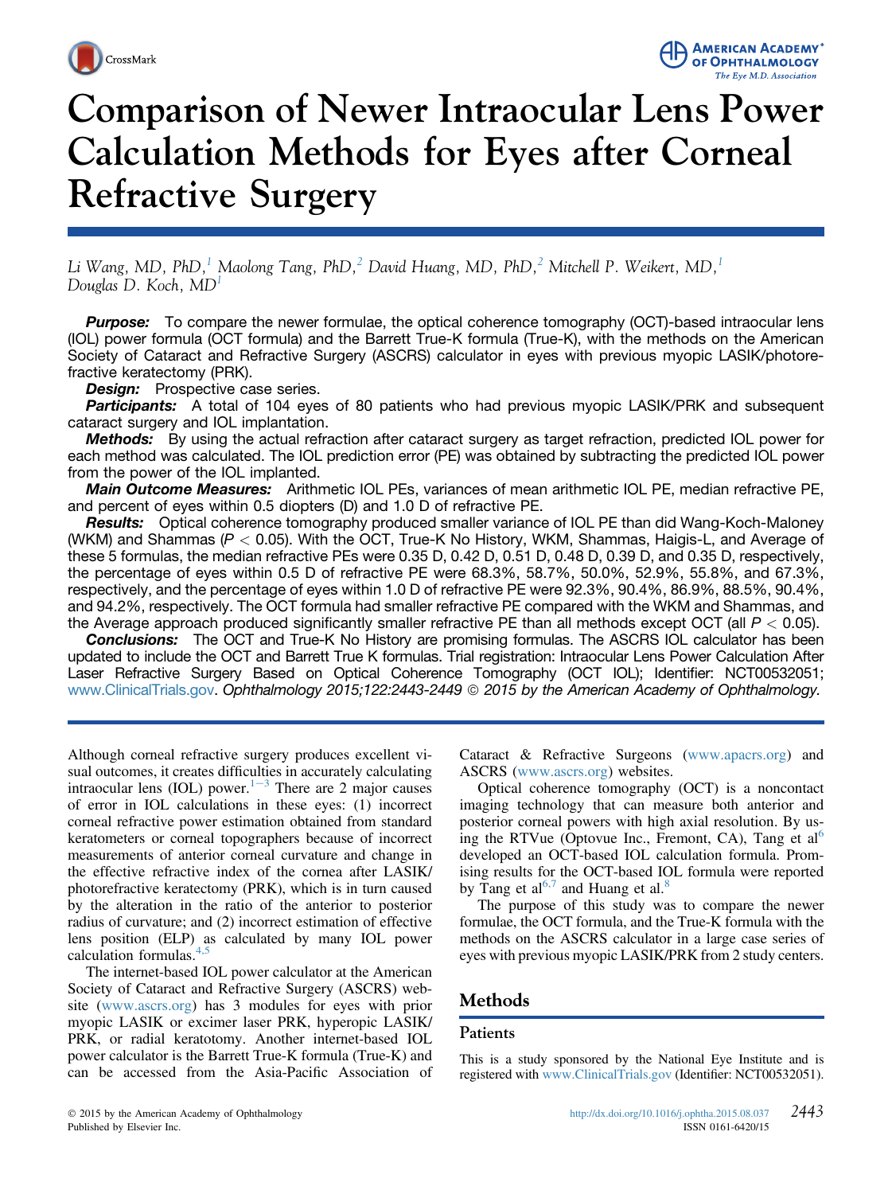# Comparison of Newer Intraocular Lens Power Calculation Methods for Eyes after Corneal Refractive Surgery

*Li Wang, MD, PhD,[1] Maolong Tang, PhD,[2] David Huang, MD, PhD,[2] Mitchell P. Weikert, MD,[1] Douglas D. Koch, MD[1]*

***Purpose:*** To compare the newer formulae, the optical coherence tomography (OCT)-based intraocular lens (IOL) power formula (OCT formula) and the Barrett True-K formula (True-K), with the methods on the American Society of Cataract and Refractive Surgery (ASCRS) calculator in eyes with previous myopic LASIK/photorefractive keratectomy (PRK).

***Design:*** Prospective case series.

***Participants:*** A total of 104 eyes of 80 patients who had previous myopic LASIK/PRK and subsequent cataract surgery and IOL implantation.

***Methods:*** By using the actual refraction after cataract surgery as target refraction, predicted IOL power for each method was calculated. The IOL prediction error (PE) was obtained by subtracting the predicted IOL power from the power of the IOL implanted.

***Main Outcome Measures:*** Arithmetic IOL PEs, variances of mean arithmetic IOL PE, median refractive PE, and percent of eyes within 0.5 diopters (D) and 1.0 D of refractive PE.

***Results:*** Optical coherence tomography produced smaller variance of IOL PE than did Wang-Koch-Maloney (WKM) and Shammas ($P < 0.05$). With the OCT, True-K No History, WKM, Shammas, Haigis-L, and Average of these 5 formulas, the median refractive PEs were 0.35 D, 0.42 D, 0.51 D, 0.48 D, 0.39 D, and 0.35 D, respectively, the percentage of eyes within 0.5 D of refractive PE were 68.3%, 58.7%, 50.0%, 52.9%, 55.8%, and 67.3%, respectively, and the percentage of eyes within 1.0 D of refractive PE were 92.3%, 90.4%, 86.9%, 88.5%, 90.4%, and 94.2%, respectively. The OCT formula had smaller refractive PE compared with the WKM and Shammas, and the Average approach produced significantly smaller refractive PE than all methods except OCT (all $P < 0.05$).

***Conclusions:*** The OCT and True-K No History are promising formulas. The ASCRS IOL calculator has been updated to include the OCT and Barrett True K formulas. Trial registration: Intraocular Lens Power Calculation After Laser Refractive Surgery Based on Optical Coherence Tomography (OCT IOL); Identifier: NCT00532051; www.ClinicalTrials.gov. *Ophthalmology 2015;122:2443-2449* © 2015 by the American Academy of Ophthalmology.

Although corneal refractive surgery produces excellent visual outcomes, it creates difficulties in accurately calculating intraocular lens (IOL) power.[1-3] There are 2 major causes of error in IOL calculations in these eyes: (1) incorrect corneal refractive power estimation obtained from standard keratometers or corneal topographers because of incorrect measurements of anterior corneal curvature and change in the effective refractive index of the cornea after LASIK/photorefractive keratectomy (PRK), which is in turn caused by the alteration in the ratio of the anterior to posterior radius of curvature; and (2) incorrect estimation of effective lens position (ELP) as calculated by many IOL power calculation formulas.[4,5]

The internet-based IOL power calculator at the American Society of Cataract and Refractive Surgery (ASCRS) website (www.ascrs.org) has 3 modules for eyes with prior myopic LASIK or excimer laser PRK, hyperopic LASIK/PRK, or radial keratotomy. Another internet-based IOL power calculator is the Barrett True-K formula (True-K) and can be accessed from the Asia-Pacific Association of Cataract & Refractive Surgeons (www.apacrs.org) and ASCRS (www.ascrs.org) websites.

Optical coherence tomography (OCT) is a noncontact imaging technology that can measure both anterior and posterior corneal powers with high axial resolution. By using the RTVue (Optovue Inc., Fremont, CA), Tang et al[6] developed an OCT-based IOL calculation formula. Promising results for the OCT-based IOL formula were reported by Tang et al[6,7] and Huang et al.[8]

The purpose of this study was to compare the newer formulae, the OCT formula, and the True-K formula with the methods on the ASCRS calculator in a large case series of eyes with previous myopic LASIK/PRK from 2 study centers.

## Methods

### Patients

This is a study sponsored by the National Eye Institute and is registered with www.ClinicalTrials.gov (Identifier: NCT00532051).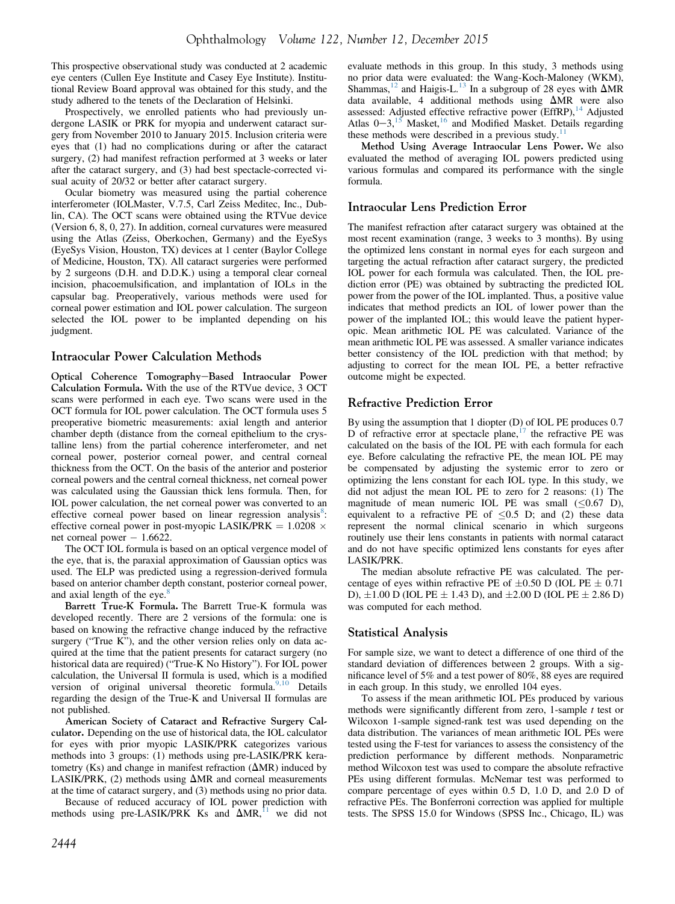This prospective observational study was conducted at 2 academic eye centers (Cullen Eye Institute and Casey Eye Institute). Institutional Review Board approval was obtained for this study, and the study adhered to the tenets of the Declaration of Helsinki.

Prospectively, we enrolled patients who had previously undergone LASIK or PRK for myopia and underwent cataract surgery from November 2010 to January 2015. Inclusion criteria were eyes that (1) had no complications during or after the cataract surgery, (2) had manifest refraction performed at 3 weeks or later after the cataract surgery, and (3) had best spectacle-corrected visual acuity of 20/32 or better after cataract surgery.

Ocular biometry was measured using the partial coherence interferometer (IOLMaster, V.7.5, Carl Zeiss Meditec, Inc., Dublin, CA). The OCT scans were obtained using the RTVue device (Version 6, 8, 0, 27). In addition, corneal curvatures were measured using the Atlas (Zeiss, Oberkochen, Germany) and the EyeSys (EyeSys Vision, Houston, TX) devices at 1 center (Baylor College of Medicine, Houston, TX). All cataract surgeries were performed by 2 surgeons (D.H. and D.D.K.) using a temporal clear corneal incision, phacoemulsification, and implantation of IOLs in the capsular bag. Preoperatively, various methods were used for corneal power estimation and IOL power calculation. The surgeon selected the IOL power to be implanted depending on his judgment.

## Intraocular Power Calculation Methods

**Optical Coherence Tomography–Based Intraocular Power Calculation Formula.** With the use of the RTVue device, 3 OCT scans were performed in each eye. Two scans were used in the OCT formula for IOL power calculation. The OCT formula uses 5 preoperative biometric measurements: axial length and anterior chamber depth (distance from the corneal epithelium to the crystalline lens) from the partial coherence interferometer, and net corneal power, posterior corneal power, and central corneal thickness from the OCT. On the basis of the anterior and posterior corneal powers and the central corneal thickness, net corneal power was calculated using the Gaussian thick lens formula. Then, for IOL power calculation, the net corneal power was converted to an effective corneal power based on linear regression analysis[8]: effective corneal power in post-myopic LASIK/PRK = 1.0208 × net corneal power − 1.6622.

The OCT IOL formula is based on an optical vergence model of the eye, that is, the paraxial approximation of Gaussian optics was used. The ELP was predicted using a regression-derived formula based on anterior chamber depth constant, posterior corneal power, and axial length of the eye.[8]

**Barrett True-K Formula.** The Barrett True-K formula was developed recently. There are 2 versions of the formula: one is based on knowing the refractive change induced by the refractive surgery ("True K"), and the other version relies only on data acquired at the time that the patient presents for cataract surgery (no historical data are required) ("True-K No History"). For IOL power calculation, the Universal II formula is used, which is a modified version of original universal theoretic formula.[9,10] Details regarding the design of the True-K and Universal II formulas are not published.

**American Society of Cataract and Refractive Surgery Calculator.** Depending on the use of historical data, the IOL calculator for eyes with prior myopic LASIK/PRK categorizes various methods into 3 groups: (1) methods using pre-LASIK/PRK keratometry (Ks) and change in manifest refraction (ΔMR) induced by LASIK/PRK, (2) methods using ΔMR and corneal measurements at the time of cataract surgery, and (3) methods using no prior data.

Because of reduced accuracy of IOL power prediction with methods using pre-LASIK/PRK Ks and ΔMR,[11] we did not evaluate methods in this group. In this study, 3 methods using no prior data were evaluated: the Wang-Koch-Maloney (WKM), Shammas,[12] and Haigis-L.[13] In a subgroup of 28 eyes with ΔMR data available, 4 additional methods using ΔMR were also assessed: Adjusted effective refractive power (EffRP),[14] Adjusted Atlas 0−3,[15] Masket,[16] and Modified Masket. Details regarding these methods were described in a previous study.[11]

**Method Using Average Intraocular Lens Power.** We also evaluated the method of averaging IOL powers predicted using various formulas and compared its performance with the single formula.

## Intraocular Lens Prediction Error

The manifest refraction after cataract surgery was obtained at the most recent examination (range, 3 weeks to 3 months). By using the optimized lens constant in normal eyes for each surgeon and targeting the actual refraction after cataract surgery, the predicted IOL power for each formula was calculated. Then, the IOL prediction error (PE) was obtained by subtracting the predicted IOL power from the power of the IOL implanted. Thus, a positive value indicates that method predicts an IOL of lower power than the power of the implanted IOL; this would leave the patient hyperopic. Mean arithmetic IOL PE was calculated. Variance of the mean arithmetic IOL PE was assessed. A smaller variance indicates better consistency of the IOL prediction with that method; by adjusting to correct for the mean IOL PE, a better refractive outcome might be expected.

## Refractive Prediction Error

By using the assumption that 1 diopter (D) of IOL PE produces 0.7 D of refractive error at spectacle plane,[17] the refractive PE was calculated on the basis of the IOL PE with each formula for each eye. Before calculating the refractive PE, the mean IOL PE may be compensated by adjusting the systemic error to zero or optimizing the lens constant for each IOL type. In this study, we did not adjust the mean IOL PE to zero for 2 reasons: (1) The magnitude of mean numeric IOL PE was small (≤0.67 D), equivalent to a refractive PE of ≤0.5 D; and (2) these data represent the normal clinical scenario in which surgeons routinely use their lens constants in patients with normal cataract and do not have specific optimized lens constants for eyes after LASIK/PRK.

The median absolute refractive PE was calculated. The percentage of eyes within refractive PE of ±0.50 D (IOL PE ± 0.71 D), ±1.00 D (IOL PE ± 1.43 D), and ±2.00 D (IOL PE ± 2.86 D) was computed for each method.

## Statistical Analysis

For sample size, we want to detect a difference of one third of the standard deviation of differences between 2 groups. With a significance level of 5% and a test power of 80%, 88 eyes are required in each group. In this study, we enrolled 104 eyes.

To assess if the mean arithmetic IOL PEs produced by various methods were significantly different from zero, 1-sample *t* test or Wilcoxon 1-sample signed-rank test was used depending on the data distribution. The variances of mean arithmetic IOL PEs were tested using the F-test for variances to assess the consistency of the prediction performance by different methods. Nonparametric method Wilcoxon test was used to compare the absolute refractive PEs using different formulas. McNemar test was performed to compare percentage of eyes within 0.5 D, 1.0 D, and 2.0 D of refractive PEs. The Bonferroni correction was applied for multiple tests. The SPSS 15.0 for Windows (SPSS Inc., Chicago, IL) was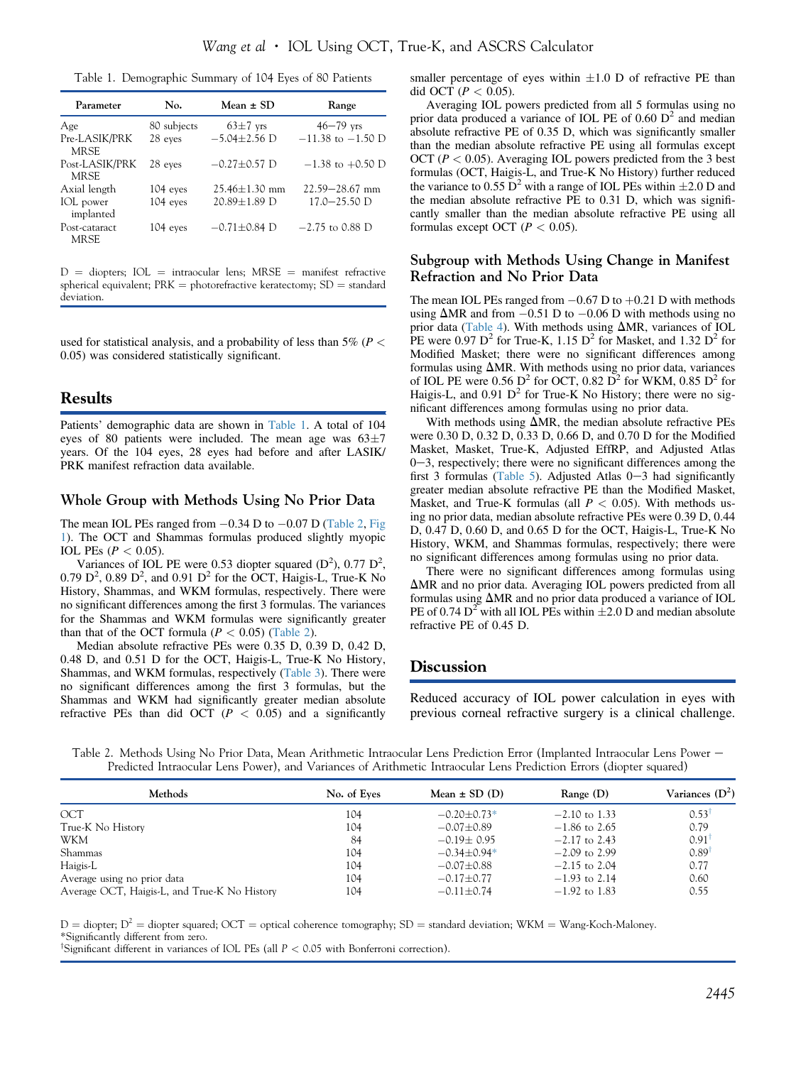Table 1. Demographic Summary of 104 Eyes of 80 Patients

| Parameter | No. | Mean ± SD | Range |
|---|---|---|---|
| Age | 80 subjects | 63±7 yrs | 46−79 yrs |
| Pre-LASIK/PRK MRSE | 28 eyes | −5.04±2.56 D | −11.38 to −1.50 D |
| Post-LASIK/PRK MRSE | 28 eyes | −0.27±0.57 D | −1.38 to +0.50 D |
| Axial length | 104 eyes | 25.46±1.30 mm | 22.59−28.67 mm |
| IOL power implanted | 104 eyes | 20.89±1.89 D | 17.0−25.50 D |
| Post-cataract MRSE | 104 eyes | −0.71±0.84 D | −2.75 to 0.88 D |

D = diopters; IOL = intraocular lens; MRSE = manifest refractive spherical equivalent; PRK = photorefractive keratectomy; SD = standard deviation.

used for statistical analysis, and a probability of less than 5% ($P < 0.05$) was considered statistically significant.

## Results

Patients' demographic data are shown in Table 1. A total of 104 eyes of 80 patients were included. The mean age was 63±7 years. Of the 104 eyes, 28 eyes had before and after LASIK/PRK manifest refraction data available.

### Whole Group with Methods Using No Prior Data

The mean IOL PEs ranged from −0.34 D to −0.07 D (Table 2, Fig 1). The OCT and Shammas formulas produced slightly myopic IOL PEs ($P < 0.05$).

Variances of IOL PE were 0.53 diopter squared ($D^2$), 0.77 $D^2$, 0.79 $D^2$, 0.89 $D^2$, and 0.91 $D^2$ for the OCT, Haigis-L, True-K No History, Shammas, and WKM formulas, respectively. There were no significant differences among the first 3 formulas. The variances for the Shammas and WKM formulas were significantly greater than that of the OCT formula ($P < 0.05$) (Table 2).

Median absolute refractive PEs were 0.35 D, 0.39 D, 0.42 D, 0.48 D, and 0.51 D for the OCT, Haigis-L, True-K No History, Shammas, and WKM formulas, respectively (Table 3). There were no significant differences among the first 3 formulas, but the Shammas and WKM had significantly greater median absolute refractive PEs than did OCT ($P < 0.05$) and a significantly smaller percentage of eyes within ±1.0 D of refractive PE than did OCT ($P < 0.05$).

Averaging IOL powers predicted from all 5 formulas using no prior data produced a variance of IOL PE of 0.60 $D^2$ and median absolute refractive PE of 0.35 D, which was significantly smaller than the median absolute refractive PE using all formulas except OCT ($P < 0.05$). Averaging IOL powers predicted from the 3 best formulas (OCT, Haigis-L, and True-K No History) further reduced the variance to 0.55 $D^2$ with a range of IOL PEs within ±2.0 D and the median absolute refractive PE to 0.31 D, which was significantly smaller than the median absolute refractive PE using all formulas except OCT ($P < 0.05$).

### Subgroup with Methods Using Change in Manifest Refraction and No Prior Data

The mean IOL PEs ranged from −0.67 D to +0.21 D with methods using ΔMR and from −0.51 D to −0.06 D with methods using no prior data (Table 4). With methods using ΔMR, variances of IOL PE were 0.97 $D^2$ for True-K, 1.15 $D^2$ for Masket, and 1.32 $D^2$ for Modified Masket; there were no significant differences among formulas using ΔMR. With methods using no prior data, variances of IOL PE were 0.56 $D^2$ for OCT, 0.82 $D^2$ for WKM, 0.85 $D^2$ for Haigis-L, and 0.91 $D^2$ for True-K No History; there were no significant differences among formulas using no prior data.

With methods using ΔMR, the median absolute refractive PEs were 0.30 D, 0.32 D, 0.33 D, 0.66 D, and 0.70 D for the Modified Masket, Masket, True-K, Adjusted EffRP, and Adjusted Atlas 0−3, respectively; there were no significant differences among the first 3 formulas (Table 5). Adjusted Atlas 0−3 had significantly greater median absolute refractive PE than the Modified Masket, Masket, and True-K formulas (all $P < 0.05$). With methods using no prior data, median absolute refractive PEs were 0.39 D, 0.44 D, 0.47 D, 0.60 D, and 0.65 D for the OCT, Haigis-L, True-K No History, WKM, and Shammas formulas, respectively; there were no significant differences among formulas using no prior data.

There were no significant differences among formulas using ΔMR and no prior data. Averaging IOL powers predicted from all formulas using ΔMR and no prior data produced a variance of IOL PE of 0.74 $D^2$ with all IOL PEs within ±2.0 D and median absolute refractive PE of 0.45 D.

## Discussion

Reduced accuracy of IOL power calculation in eyes with previous corneal refractive surgery is a clinical challenge.

Table 2. Methods Using No Prior Data, Mean Arithmetic Intraocular Lens Prediction Error (Implanted Intraocular Lens Power − Predicted Intraocular Lens Power), and Variances of Arithmetic Intraocular Lens Prediction Errors (diopter squared)

| Methods | No. of Eyes | Mean ± SD (D) | Range (D) | Variances ($D^2$) |
|---|---|---|---|---|
| OCT | 104 | −0.20±0.73* | −2.10 to 1.33 | 0.53† |
| True-K No History | 104 | −0.07±0.89 | −1.86 to 2.65 | 0.79 |
| WKM | 84 | −0.19± 0.95 | −2.17 to 2.43 | 0.91† |
| Shammas | 104 | −0.34±0.94* | −2.09 to 2.99 | 0.89† |
| Haigis-L | 104 | −0.07±0.88 | −2.15 to 2.04 | 0.77 |
| Average using no prior data | 104 | −0.17±0.77 | −1.93 to 2.14 | 0.60 |
| Average OCT, Haigis-L, and True-K No History | 104 | −0.11±0.74 | −1.92 to 1.83 | 0.55 |

D = diopter; $D^2$ = diopter squared; OCT = optical coherence tomography; SD = standard deviation; WKM = Wang-Koch-Maloney.
*Significantly different from zero.
†Significant different in variances of IOL PEs (all $P < 0.05$ with Bonferroni correction).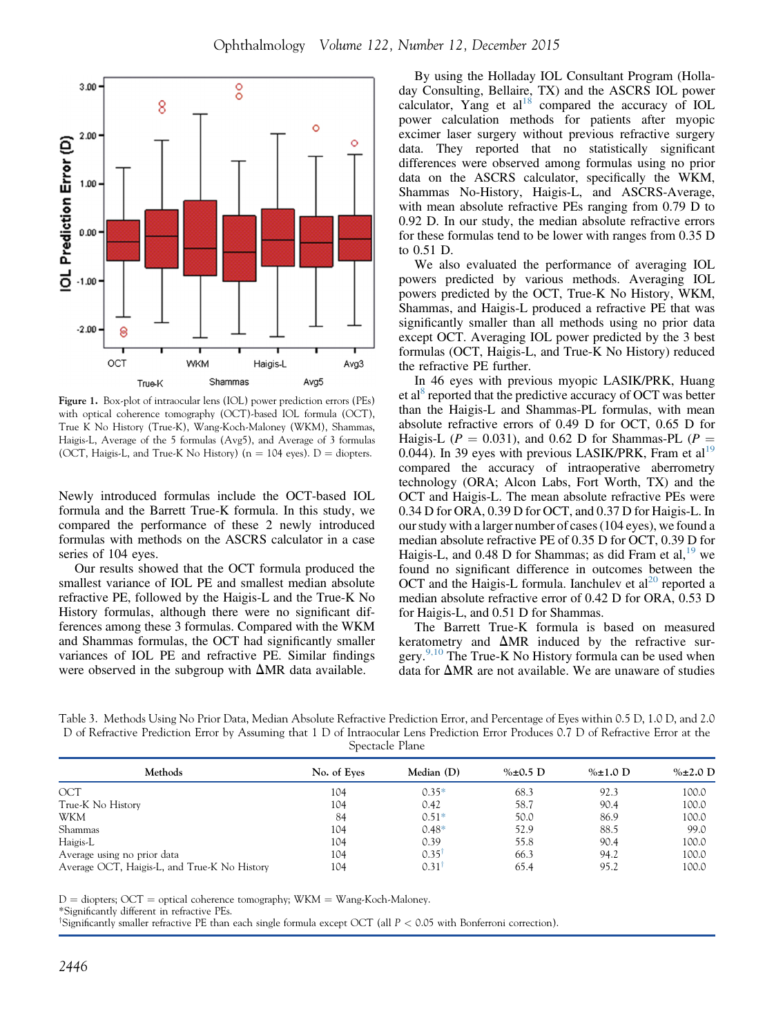Figure 1. Box-plot of intraocular lens (IOL) power prediction errors (PEs) with optical coherence tomography (OCT)-based IOL formula (OCT), True K No History (True-K), Wang-Koch-Maloney (WKM), Shammas, Haigis-L, Average of the 5 formulas (Avg5), and Average of 3 formulas (OCT, Haigis-L, and True-K No History) (n = 104 eyes). D = diopters.

Newly introduced formulas include the OCT-based IOL formula and the Barrett True-K formula. In this study, we compared the performance of these 2 newly introduced formulas with methods on the ASCRS calculator in a case series of 104 eyes.

Our results showed that the OCT formula produced the smallest variance of IOL PE and smallest median absolute refractive PE, followed by the Haigis-L and the True-K No History formulas, although there were no significant differences among these 3 formulas. Compared with the WKM and Shammas formulas, the OCT had significantly smaller variances of IOL PE and refractive PE. Similar findings were observed in the subgroup with ΔMR data available.

By using the Holladay IOL Consultant Program (Holladay Consulting, Bellaire, TX) and the ASCRS IOL power calculator, Yang et al[18] compared the accuracy of IOL power calculation methods for patients after myopic excimer laser surgery without previous refractive surgery data. They reported that no statistically significant differences were observed among formulas using no prior data on the ASCRS calculator, specifically the WKM, Shammas No-History, Haigis-L, and ASCRS-Average, with mean absolute refractive PEs ranging from 0.79 D to 0.92 D. In our study, the median absolute refractive errors for these formulas tend to be lower with ranges from 0.35 D to 0.51 D.

We also evaluated the performance of averaging IOL powers predicted by various methods. Averaging IOL powers predicted by the OCT, True-K No History, WKM, Shammas, and Haigis-L produced a refractive PE that was significantly smaller than all methods using no prior data except OCT. Averaging IOL power predicted by the 3 best formulas (OCT, Haigis-L, and True-K No History) reduced the refractive PE further.

In 46 eyes with previous myopic LASIK/PRK, Huang et al[8] reported that the predictive accuracy of OCT was better than the Haigis-L and Shammas-PL formulas, with mean absolute refractive errors of 0.49 D for OCT, 0.65 D for Haigis-L ($P$ = 0.031), and 0.62 D for Shammas-PL ($P$ = 0.044). In 39 eyes with previous LASIK/PRK, Fram et al[19] compared the accuracy of intraoperative aberrometry technology (ORA; Alcon Labs, Fort Worth, TX) and the OCT and Haigis-L. The mean absolute refractive PEs were 0.34 D for ORA, 0.39 D for OCT, and 0.37 D for Haigis-L. In our study with a larger number of cases (104 eyes), we found a median absolute refractive PE of 0.35 D for OCT, 0.39 D for Haigis-L, and 0.48 D for Shammas; as did Fram et al,[19] we found no significant difference in outcomes between the OCT and the Haigis-L formula. Ianchulev et al[20] reported a median absolute refractive error of 0.42 D for ORA, 0.53 D for Haigis-L, and 0.51 D for Shammas.

The Barrett True-K formula is based on measured keratometry and ΔMR induced by the refractive surgery.[9,10] The True-K No History formula can be used when data for ΔMR are not available. We are unaware of studies

Table 3. Methods Using No Prior Data, Median Absolute Refractive Prediction Error, and Percentage of Eyes within 0.5 D, 1.0 D, and 2.0 D of Refractive Prediction Error by Assuming that 1 D of Intraocular Lens Prediction Error Produces 0.7 D of Refractive Error at the Spectacle Plane

| Methods | No. of Eyes | Median (D) | %±0.5 D | %±1.0 D | %±2.0 D |
|---|---|---|---|---|---|
| OCT | 104 | 0.35* | 68.3 | 92.3 | 100.0 |
| True-K No History | 104 | 0.42 | 58.7 | 90.4 | 100.0 |
| WKM | 84 | 0.51* | 50.0 | 86.9 | 100.0 |
| Shammas | 104 | 0.48* | 52.9 | 88.5 | 99.0 |
| Haigis-L | 104 | 0.39 | 55.8 | 90.4 | 100.0 |
| Average using no prior data | 104 | 0.35† | 66.3 | 94.2 | 100.0 |
| Average OCT, Haigis-L, and True-K No History | 104 | 0.31† | 65.4 | 95.2 | 100.0 |

D = diopters; OCT = optical coherence tomography; WKM = Wang-Koch-Maloney.
*Significantly different in refractive PEs.
†Significantly smaller refractive PE than each single formula except OCT (all $P < 0.05$ with Bonferroni correction).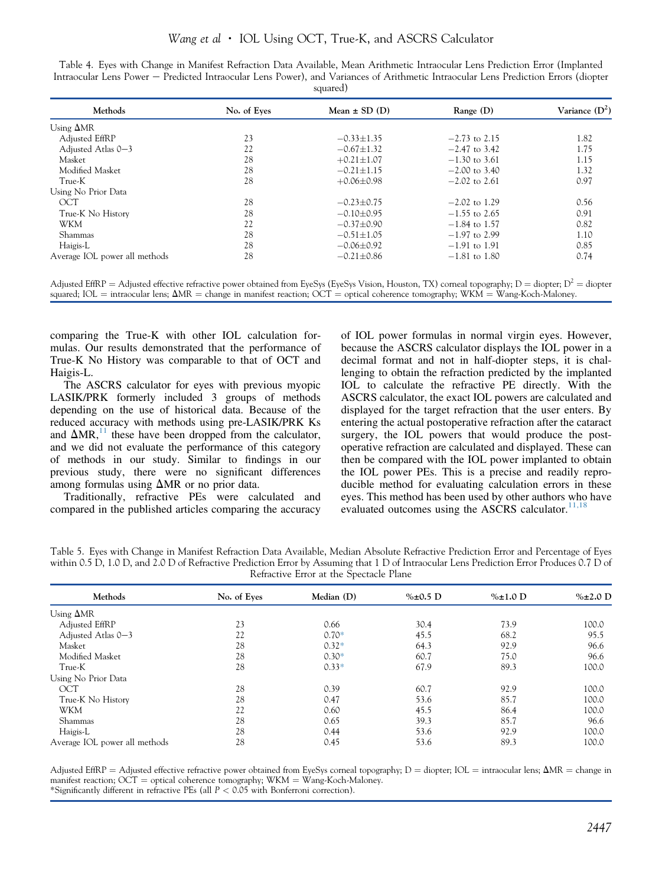Table 4. Eyes with Change in Manifest Refraction Data Available, Mean Arithmetic Intraocular Lens Prediction Error (Implanted Intraocular Lens Power − Predicted Intraocular Lens Power), and Variances of Arithmetic Intraocular Lens Prediction Errors (diopter squared)

| Methods | No. of Eyes | Mean ± SD (D) | Range (D) | Variance ($D^2$) |
|---|---|---|---|---|
| Using ΔMR | | | | |
| Adjusted EffRP | 23 | −0.33±1.35 | −2.73 to 2.15 | 1.82 |
| Adjusted Atlas 0−3 | 22 | −0.67±1.32 | −2.47 to 3.42 | 1.75 |
| Masket | 28 | +0.21±1.07 | −1.30 to 3.61 | 1.15 |
| Modified Masket | 28 | −0.21±1.15 | −2.00 to 3.40 | 1.32 |
| True-K | 28 | +0.06±0.98 | −2.02 to 2.61 | 0.97 |
| Using No Prior Data | | | | |
| OCT | 28 | −0.23±0.75 | −2.02 to 1.29 | 0.56 |
| True-K No History | 28 | −0.10±0.95 | −1.55 to 2.65 | 0.91 |
| WKM | 22 | −0.37±0.90 | −1.84 to 1.57 | 0.82 |
| Shammas | 28 | −0.51±1.05 | −1.97 to 2.99 | 1.10 |
| Haigis-L | 28 | −0.06±0.92 | −1.91 to 1.91 | 0.85 |
| Average IOL power all methods | 28 | −0.21±0.86 | −1.81 to 1.80 | 0.74 |

Adjusted EffRP = Adjusted effective refractive power obtained from EyeSys (EyeSys Vision, Houston, TX) corneal topography; D = diopter; $D^2$ = diopter squared; IOL = intraocular lens; ΔMR = change in manifest reaction; OCT = optical coherence tomography; WKM = Wang-Koch-Maloney.

comparing the True-K with other IOL calculation formulas. Our results demonstrated that the performance of True-K No History was comparable to that of OCT and Haigis-L.

The ASCRS calculator for eyes with previous myopic LASIK/PRK formerly included 3 groups of methods depending on the use of historical data. Because of the reduced accuracy with methods using pre-LASIK/PRK Ks and ΔMR,[11] these have been dropped from the calculator, and we did not evaluate the performance of this category of methods in our study. Similar to findings in our previous study, there were no significant differences among formulas using ΔMR or no prior data.

Traditionally, refractive PEs were calculated and compared in the published articles comparing the accuracy of IOL power formulas in normal virgin eyes. However, because the ASCRS calculator displays the IOL power in a decimal format and not in half-diopter steps, it is challenging to obtain the refraction predicted by the implanted IOL to calculate the refractive PE directly. With the ASCRS calculator, the exact IOL powers are calculated and displayed for the target refraction that the user enters. By entering the actual postoperative refraction after the cataract surgery, the IOL powers that would produce the postoperative refraction are calculated and displayed. These can then be compared with the IOL power implanted to obtain the IOL power PEs. This is a precise and readily reproducible method for evaluating calculation errors in these eyes. This method has been used by other authors who have evaluated outcomes using the ASCRS calculator.[11,18]

Table 5. Eyes with Change in Manifest Refraction Data Available, Median Absolute Refractive Prediction Error and Percentage of Eyes within 0.5 D, 1.0 D, and 2.0 D of Refractive Prediction Error by Assuming that 1 D of Intraocular Lens Prediction Error Produces 0.7 D of Refractive Error at the Spectacle Plane

| Methods | No. of Eyes | Median (D) | %±0.5 D | %±1.0 D | %±2.0 D |
|---|---|---|---|---|---|
| Using ΔMR | | | | | |
| Adjusted EffRP | 23 | 0.66 | 30.4 | 73.9 | 100.0 |
| Adjusted Atlas 0−3 | 22 | 0.70* | 45.5 | 68.2 | 95.5 |
| Masket | 28 | 0.32* | 64.3 | 92.9 | 96.6 |
| Modified Masket | 28 | 0.30* | 60.7 | 75.0 | 96.6 |
| True-K | 28 | 0.33* | 67.9 | 89.3 | 100.0 |
| Using No Prior Data | | | | | |
| OCT | 28 | 0.39 | 60.7 | 92.9 | 100.0 |
| True-K No History | 28 | 0.47 | 53.6 | 85.7 | 100.0 |
| WKM | 22 | 0.60 | 45.5 | 86.4 | 100.0 |
| Shammas | 28 | 0.65 | 39.3 | 85.7 | 96.6 |
| Haigis-L | 28 | 0.44 | 53.6 | 92.9 | 100.0 |
| Average IOL power all methods | 28 | 0.45 | 53.6 | 89.3 | 100.0 |

Adjusted EffRP = Adjusted effective refractive power obtained from EyeSys corneal topography; D = diopter; IOL = intraocular lens; ΔMR = change in manifest reaction; OCT = optical coherence tomography; WKM = Wang-Koch-Maloney.
*Significantly different in refractive PEs (all $P < 0.05$ with Bonferroni correction).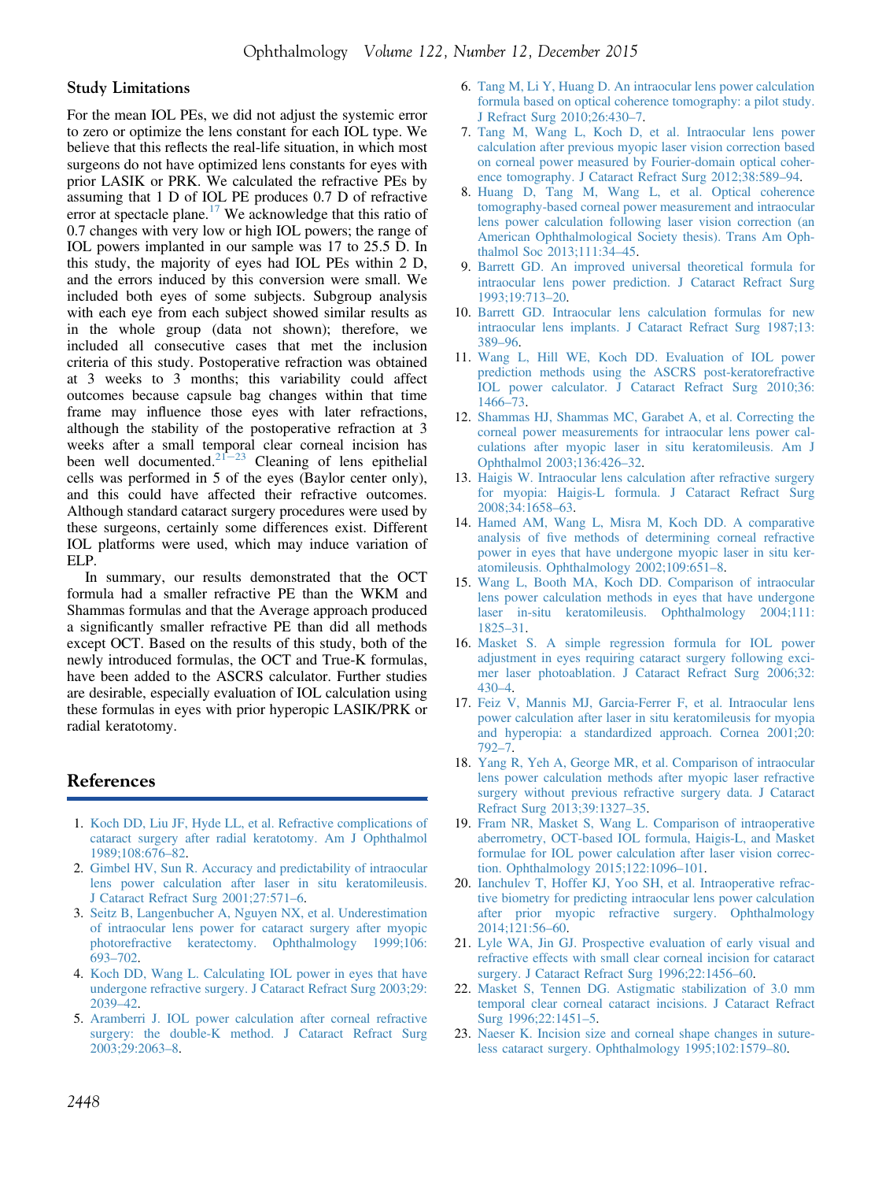## Study Limitations

For the mean IOL PEs, we did not adjust the systemic error to zero or optimize the lens constant for each IOL type. We believe that this reflects the real-life situation, in which most surgeons do not have optimized lens constants for eyes with prior LASIK or PRK. We calculated the refractive PEs by assuming that 1 D of IOL PE produces 0.7 D of refractive error at spectacle plane.[17] We acknowledge that this ratio of 0.7 changes with very low or high IOL powers; the range of IOL powers implanted in our sample was 17 to 25.5 D. In this study, the majority of eyes had IOL PEs within 2 D, and the errors induced by this conversion were small. We included both eyes of some subjects. Subgroup analysis with each eye from each subject showed similar results as in the whole group (data not shown); therefore, we included all consecutive cases that met the inclusion criteria of this study. Postoperative refraction was obtained at 3 weeks to 3 months; this variability could affect outcomes because capsule bag changes within that time frame may influence those eyes with later refractions, although the stability of the postoperative refraction at 3 weeks after a small temporal clear corneal incision has been well documented.[21–23] Cleaning of lens epithelial cells was performed in 5 of the eyes (Baylor center only), and this could have affected their refractive outcomes. Although standard cataract surgery procedures were used by these surgeons, certainly some differences exist. Different IOL platforms were used, which may induce variation of ELP.

In summary, our results demonstrated that the OCT formula had a smaller refractive PE than the WKM and Shammas formulas and that the Average approach produced a significantly smaller refractive PE than did all methods except OCT. Based on the results of this study, both of the newly introduced formulas, the OCT and True-K formulas, have been added to the ASCRS calculator. Further studies are desirable, especially evaluation of IOL calculation using these formulas in eyes with prior hyperopic LASIK/PRK or radial keratotomy.

## References

1. Koch DD, Liu JF, Hyde LL, et al. Refractive complications of cataract surgery after radial keratotomy. Am J Ophthalmol 1989;108:676–82.
2. Gimbel HV, Sun R. Accuracy and predictability of intraocular lens power calculation after laser in situ keratomileusis. J Cataract Refract Surg 2001;27:571–6.
3. Seitz B, Langenbucher A, Nguyen NX, et al. Underestimation of intraocular lens power for cataract surgery after myopic photorefractive keratectomy. Ophthalmology 1999;106:693–702.
4. Koch DD, Wang L. Calculating IOL power in eyes that have undergone refractive surgery. J Cataract Refract Surg 2003;29:2039–42.
5. Aramberri J. IOL power calculation after corneal refractive surgery: the double-K method. J Cataract Refract Surg 2003;29:2063–8.
6. Tang M, Li Y, Huang D. An intraocular lens power calculation formula based on optical coherence tomography: a pilot study. J Refract Surg 2010;26:430–7.
7. Tang M, Wang L, Koch D, et al. Intraocular lens power calculation after previous myopic laser vision correction based on corneal power measured by Fourier-domain optical coherence tomography. J Cataract Refract Surg 2012;38:589–94.
8. Huang D, Tang M, Wang L, et al. Optical coherence tomography-based corneal power measurement and intraocular lens power calculation following laser vision correction (an American Ophthalmological Society thesis). Trans Am Ophthalmol Soc 2013;111:34–45.
9. Barrett GD. An improved universal theoretical formula for intraocular lens power prediction. J Cataract Refract Surg 1993;19:713–20.
10. Barrett GD. Intraocular lens calculation formulas for new intraocular lens implants. J Cataract Refract Surg 1987;13:389–96.
11. Wang L, Hill WE, Koch DD. Evaluation of IOL power prediction methods using the ASCRS post-keratorefractive IOL power calculator. J Cataract Refract Surg 2010;36:1466–73.
12. Shammas HJ, Shammas MC, Garabet A, et al. Correcting the corneal power measurements for intraocular lens power calculations after myopic laser in situ keratomileusis. Am J Ophthalmol 2003;136:426–32.
13. Haigis W. Intraocular lens calculation after refractive surgery for myopia: Haigis-L formula. J Cataract Refract Surg 2008;34:1658–63.
14. Hamed AM, Wang L, Misra M, Koch DD. A comparative analysis of five methods of determining corneal refractive power in eyes that have undergone myopic laser in situ keratomileusis. Ophthalmology 2002;109:651–8.
15. Wang L, Booth MA, Koch DD. Comparison of intraocular lens power calculation methods in eyes that have undergone laser in-situ keratomileusis. Ophthalmology 2004;111:1825–31.
16. Masket S. A simple regression formula for IOL power adjustment in eyes requiring cataract surgery following excimer laser photoablation. J Cataract Refract Surg 2006;32:430–4.
17. Feiz V, Mannis MJ, Garcia-Ferrer F, et al. Intraocular lens power calculation after laser in situ keratomileusis for myopia and hyperopia: a standardized approach. Cornea 2001;20:792–7.
18. Yang R, Yeh A, George MR, et al. Comparison of intraocular lens power calculation methods after myopic laser refractive surgery without previous refractive surgery data. J Cataract Refract Surg 2013;39:1327–35.
19. Fram NR, Masket S, Wang L. Comparison of intraoperative aberrometry, OCT-based IOL formula, Haigis-L, and Masket formulae for IOL power calculation after laser vision correction. Ophthalmology 2015;122:1096–101.
20. Ianchulev T, Hoffer KJ, Yoo SH, et al. Intraoperative refractive biometry for predicting intraocular lens power calculation after prior myopic refractive surgery. Ophthalmology 2014;121:56–60.
21. Lyle WA, Jin GJ. Prospective evaluation of early visual and refractive effects with small clear corneal incision for cataract surgery. J Cataract Refract Surg 1996;22:1456–60.
22. Masket S, Tennen DG. Astigmatic stabilization of 3.0 mm temporal clear corneal cataract incisions. J Cataract Refract Surg 1996;22:1451–5.
23. Naeser K. Incision size and corneal shape changes in sutureless cataract surgery. Ophthalmology 1995;102:1579–80.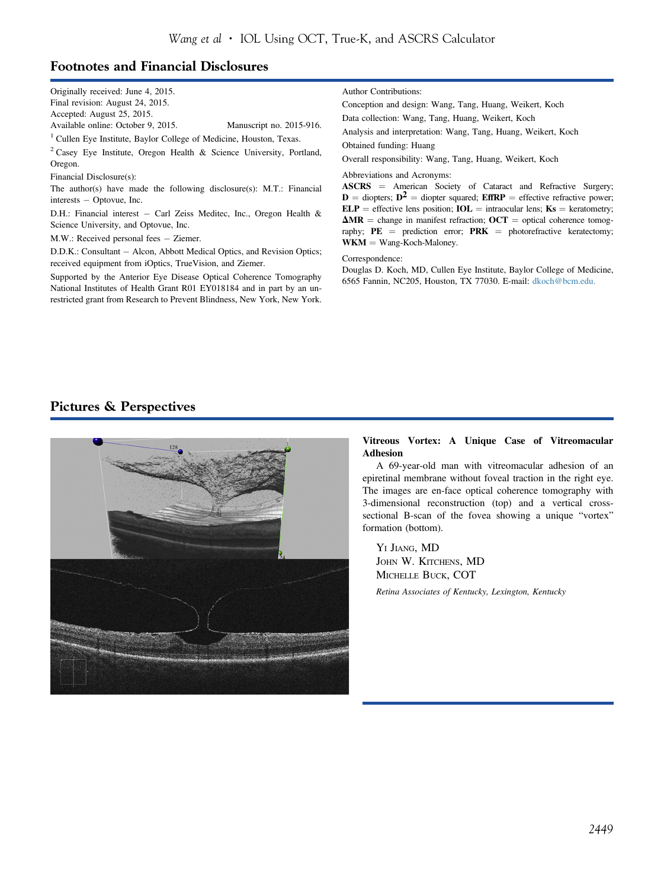## Footnotes and Financial Disclosures

Originally received: June 4, 2015.
Final revision: August 24, 2015.
Accepted: August 25, 2015.
Available online: October 9, 2015. Manuscript no. 2015-916.

[1] Cullen Eye Institute, Baylor College of Medicine, Houston, Texas.

[2] Casey Eye Institute, Oregon Health & Science University, Portland, Oregon.

Financial Disclosure(s):

The author(s) have made the following disclosure(s): M.T.: Financial interests – Optovue, Inc.

D.H.: Financial interest – Carl Zeiss Meditec, Inc., Oregon Health & Science University, and Optovue, Inc.

M.W.: Received personal fees – Ziemer.

D.D.K.: Consultant – Alcon, Abbott Medical Optics, and Revision Optics; received equipment from iOptics, TrueVision, and Ziemer.

Supported by the Anterior Eye Disease Optical Coherence Tomography National Institutes of Health Grant R01 EY018184 and in part by an unrestricted grant from Research to Prevent Blindness, New York, New York.

Author Contributions:

Conception and design: Wang, Tang, Huang, Weikert, Koch

Data collection: Wang, Tang, Huang, Weikert, Koch

Analysis and interpretation: Wang, Tang, Huang, Weikert, Koch

Obtained funding: Huang

Overall responsibility: Wang, Tang, Huang, Weikert, Koch

Abbreviations and Acronyms:

**ASCRS** = American Society of Cataract and Refractive Surgery; **D** = diopters; **D$^2$** = diopter squared; **EffRP** = effective refractive power; **ELP** = effective lens position; **IOL** = intraocular lens; **Ks** = keratometry; **ΔMR** = change in manifest refraction; **OCT** = optical coherence tomography; **PE** = prediction error; **PRK** = photorefractive keratectomy; **WKM** = Wang-Koch-Maloney.

Correspondence:

Douglas D. Koch, MD, Cullen Eye Institute, Baylor College of Medicine, 6565 Fannin, NC205, Houston, TX 77030. E-mail: dkoch@bcm.edu.

## Pictures & Perspectives

**Vitreous Vortex: A Unique Case of Vitreomacular Adhesion**

A 69-year-old man with vitreomacular adhesion of an epiretinal membrane without foveal traction in the right eye. The images are en-face optical coherence tomography with 3-dimensional reconstruction (top) and a vertical cross-sectional B-scan of the fovea showing a unique "vortex" formation (bottom).

Yi Jiang, MD
John W. Kitchens, MD
Michelle Buck, COT

*Retina Associates of Kentucky, Lexington, Kentucky*